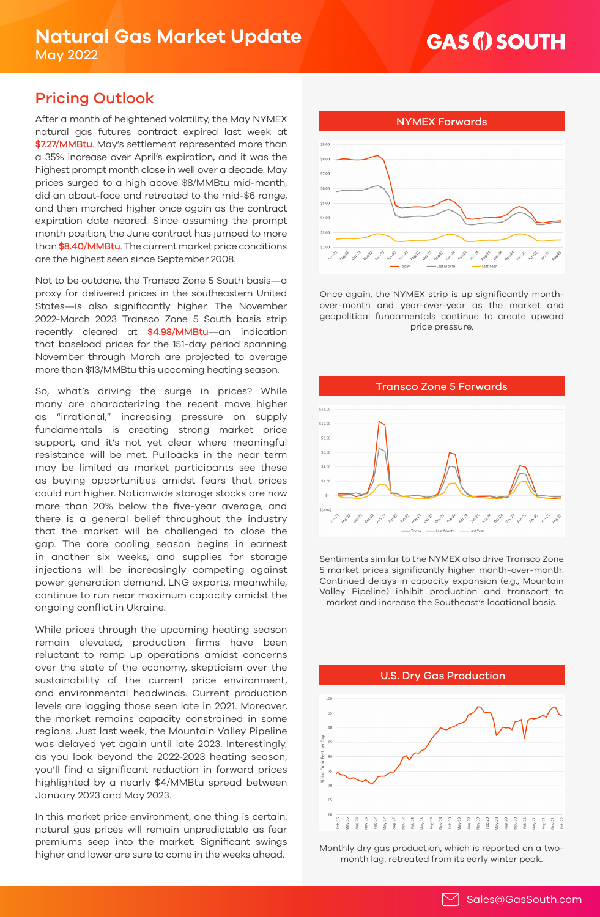# Natural Gas Market Update

May 2022

## Pricing Outlook

After a month of heightened volatility, the May NYMEX natural gas futures contract expired last week at **$7.27/MMBtu**. May's settlement represented more than a 35% increase over April's expiration, and it was the highest prompt month close in well over a decade. May prices surged to a high above $8/MMBtu mid-month, did an about-face and retreated to the mid-$6 range, and then marched higher once again as the contract expiration date neared. Since assuming the prompt month position, the June contract has jumped to more than **$8.40/MMBtu**. The current market price conditions are the highest seen since September 2008.

Not to be outdone, the Transco Zone 5 South basis—a proxy for delivered prices in the southeastern United States—is also significantly higher. The November 2022-March 2023 Transco Zone 5 South basis strip recently cleared at **$4.98/MMBtu**—an indication that baseload prices for the 151-day period spanning November through March are projected to average more than $13/MMBtu this upcoming heating season.

So, what's driving the surge in prices? While many are characterizing the recent move higher as "irrational," increasing pressure on supply fundamentals is creating strong market price support, and it's not yet clear where meaningful resistance will be met. Pullbacks in the near term may be limited as market participants see these as buying opportunities amidst fears that prices could run higher. Nationwide storage stocks are now more than 20% below the five-year average, and there is a general belief throughout the industry that the market will be challenged to close the gap. The core cooling season begins in earnest in another six weeks, and supplies for storage injections will be increasingly competing against power generation demand. LNG exports, meanwhile, continue to run near maximum capacity amidst the ongoing conflict in Ukraine.

While prices through the upcoming heating season remain elevated, production firms have been reluctant to ramp up operations amidst concerns over the state of the economy, skepticism over the sustainability of the current price environment, and environmental headwinds. Current production levels are lagging those seen late in 2021. Moreover, the market remains capacity constrained in some regions. Just last week, the Mountain Valley Pipeline was delayed yet again until late 2023. Interestingly, as you look beyond the 2022-2023 heating season, you'll find a significant reduction in forward prices highlighted by a nearly $4/MMBtu spread between January 2023 and May 2023.

In this market price environment, one thing is certain: natural gas prices will remain unpredictable as fear premiums seep into the market. Significant swings higher and lower are sure to come in the weeks ahead.

### NYMEX Forwards

Once again, the NYMEX strip is up significantly month-over-month and year-over-year as the market and geopolitical fundamentals continue to create upward price pressure.

### Transco Zone 5 Forwards

Sentiments similar to the NYMEX also drive Transco Zone 5 market prices significantly higher month-over-month. Continued delays in capacity expansion (e.g., Mountain Valley Pipeline) inhibit production and transport to market and increase the Southeast's locational basis.

### U.S. Dry Gas Production

Monthly dry gas production, which is reported on a two-month lag, retreated from its early winter peak.

Sales@GasSouth.com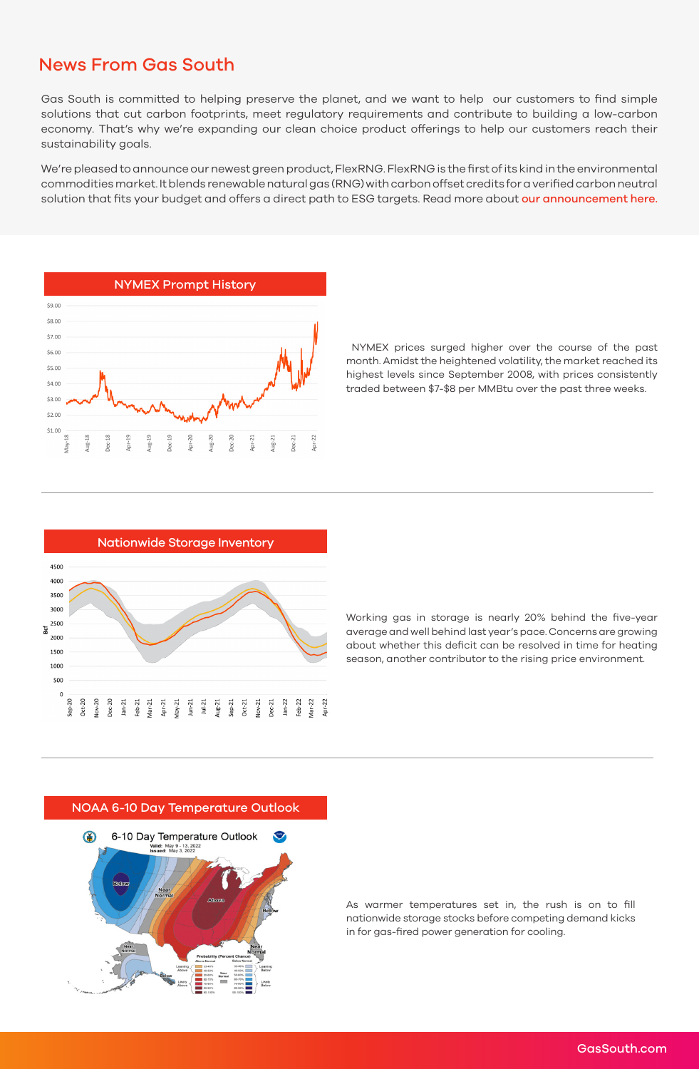## News From Gas South

Gas South is committed to helping preserve the planet, and we want to help our customers to find simple solutions that cut carbon footprints, meet regulatory requirements and contribute to building a low-carbon economy. That's why we're expanding our clean choice product offerings to help our customers reach their sustainability goals.

We're pleased to announce our newest green product, FlexRNG. FlexRNG is the first of its kind in the environmental commodities market. It blends renewable natural gas (RNG) with carbon offset credits for a verified carbon neutral solution that fits your budget and offers a direct path to ESG targets. Read more about our announcement here.

### NYMEX Prompt History

$9.00
$8.00
$7.00
$6.00
$5.00
$4.00
$3.00
$2.00
$1.00

May-18, Aug-18, Dec-18, Apr-19, Aug-19, Dec-19, Apr-20, Aug-20, Dec-20, Apr-21, Aug-21, Dec-21, Apr-22

NYMEX prices surged higher over the course of the past month. Amidst the heightened volatility, the market reached its highest levels since September 2008, with prices consistently traded between $7-$8 per MMBtu over the past three weeks.

---

### Nationwide Storage Inventory

Bcf

4500
4000
3500
3000
2500
2000
1500
1000
500
0

Sep-20, Oct-20, Nov-20, Dec-20, Jan-21, Feb-21, Mar-21, Apr-21, May-21, Jun-21, Jul-21, Aug-21, Sep-21, Oct-21, Nov-21, Dec-21, Jan-22, Feb-22, Mar-22, Apr-22

Working gas in storage is nearly 20% behind the five-year average and well behind last year's pace. Concerns are growing about whether this deficit can be resolved in time for heating season, another contributor to the rising price environment.

---

### NOAA 6-10 Day Temperature Outlook

6-10 Day Temperature Outlook
Valid: May 9 - 13, 2022
Issued: May 3, 2022

Below
Near Normal
Above
Below
Near Normal
Near Normal
Below

Probability (Percent Chance)
Above Normal
Below Normal
Leaning Above
Likely Above
Near Normal
Leaning Below
Likely Below

As warmer temperatures set in, the rush is on to fill nationwide storage stocks before competing demand kicks in for gas-fired power generation for cooling.

GasSouth.com